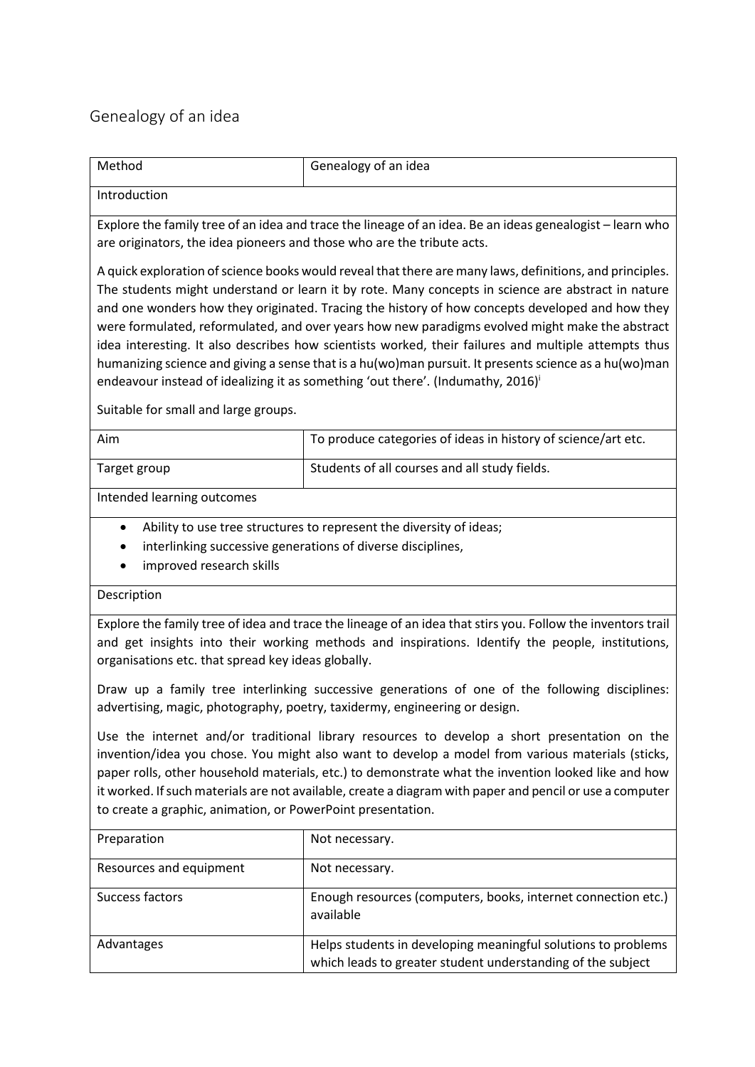## Genealogy of an idea

| Method | Genealogy of an idea |
|---|---|
| Introduction | |
| Explore the family tree of an idea and trace the lineage of an idea. Be an ideas genealogist – learn who are originators, the idea pioneers and those who are the tribute acts.<br><br>A quick exploration of science books would reveal that there are many laws, definitions, and principles. The students might understand or learn it by rote. Many concepts in science are abstract in nature and one wonders how they originated. Tracing the history of how concepts developed and how they were formulated, reformulated, and over years how new paradigms evolved might make the abstract idea interesting. It also describes how scientists worked, their failures and multiple attempts thus humanizing science and giving a sense that is a hu(wo)man pursuit. It presents science as a hu(wo)man endeavour instead of idealizing it as something 'out there'. (Indumathy, 2016)[i]<br><br>Suitable for small and large groups. | |
| Aim | To produce categories of ideas in history of science/art etc. |
| Target group | Students of all courses and all study fields. |
| Intended learning outcomes | |
| • Ability to use tree structures to represent the diversity of ideas;<br>• interlinking successive generations of diverse disciplines,<br>• improved research skills | |
| Description | |
| Explore the family tree of idea and trace the lineage of an idea that stirs you. Follow the inventors trail and get insights into their working methods and inspirations. Identify the people, institutions, organisations etc. that spread key ideas globally.<br><br>Draw up a family tree interlinking successive generations of one of the following disciplines: advertising, magic, photography, poetry, taxidermy, engineering or design.<br><br>Use the internet and/or traditional library resources to develop a short presentation on the invention/idea you chose. You might also want to develop a model from various materials (sticks, paper rolls, other household materials, etc.) to demonstrate what the invention looked like and how it worked. If such materials are not available, create a diagram with paper and pencil or use a computer to create a graphic, animation, or PowerPoint presentation. | |
| Preparation | Not necessary. |
| Resources and equipment | Not necessary. |
| Success factors | Enough resources (computers, books, internet connection etc.) available |
| Advantages | Helps students in developing meaningful solutions to problems which leads to greater student understanding of the subject |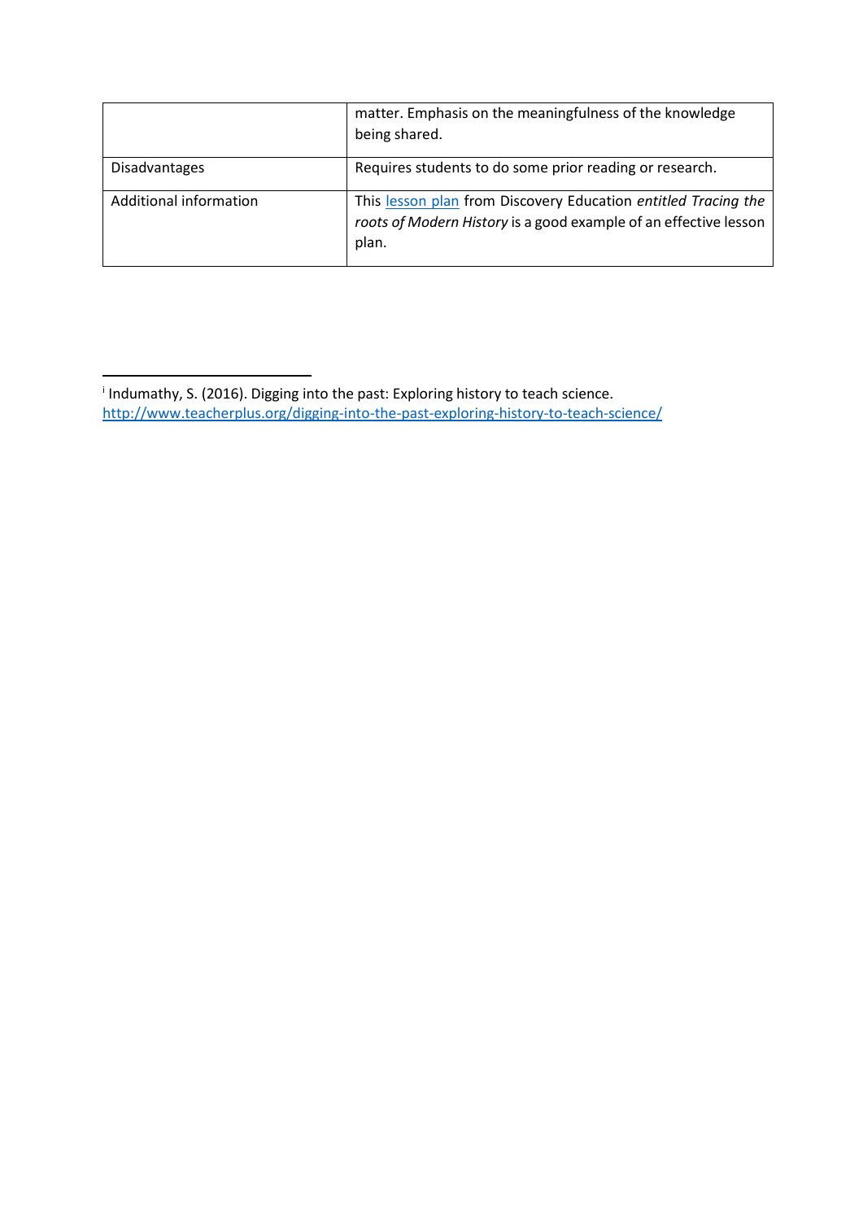| | |
|---|---|
| | matter. Emphasis on the meaningfulness of the knowledge being shared. |
| Disadvantages | Requires students to do some prior reading or research. |
| Additional information | This lesson plan from Discovery Education *entitled Tracing the roots of Modern History* is a good example of an effective lesson plan. |

[i] Indumathy, S. (2016). Digging into the past: Exploring history to teach science. http://www.teacherplus.org/digging-into-the-past-exploring-history-to-teach-science/